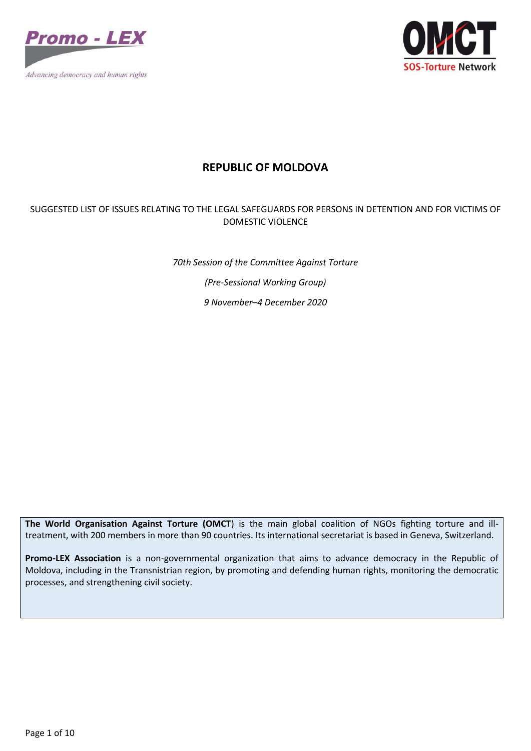# REPUBLIC OF MOLDOVA

SUGGESTED LIST OF ISSUES RELATING TO THE LEGAL SAFEGUARDS FOR PERSONS IN DETENTION AND FOR VICTIMS OF DOMESTIC VIOLENCE

*70th Session of the Committee Against Torture*

*(Pre-Sessional Working Group)*

*9 November–4 December 2020*

**The World Organisation Against Torture (OMCT**) is the main global coalition of NGOs fighting torture and ill-treatment, with 200 members in more than 90 countries. Its international secretariat is based in Geneva, Switzerland.

**Promo-LEX Association** is a non-governmental organization that aims to advance democracy in the Republic of Moldova, including in the Transnistrian region, by promoting and defending human rights, monitoring the democratic processes, and strengthening civil society.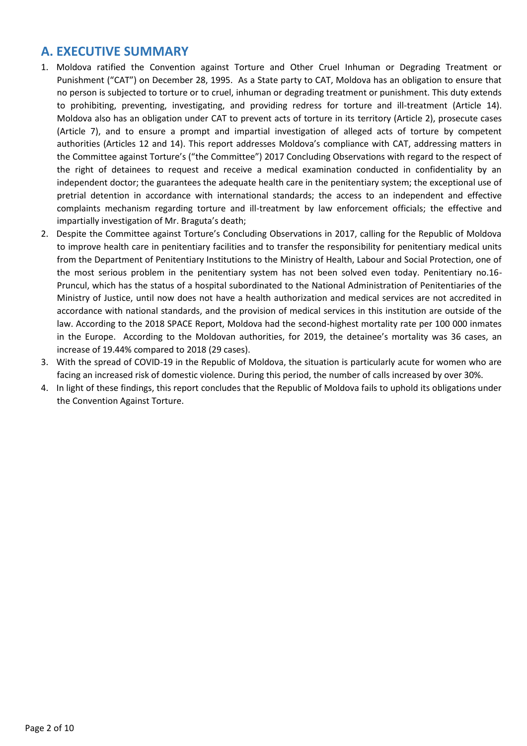## A. EXECUTIVE SUMMARY

1. Moldova ratified the Convention against Torture and Other Cruel Inhuman or Degrading Treatment or Punishment ("CAT") on December 28, 1995. As a State party to CAT, Moldova has an obligation to ensure that no person is subjected to torture or to cruel, inhuman or degrading treatment or punishment. This duty extends to prohibiting, preventing, investigating, and providing redress for torture and ill-treatment (Article 14). Moldova also has an obligation under CAT to prevent acts of torture in its territory (Article 2), prosecute cases (Article 7), and to ensure a prompt and impartial investigation of alleged acts of torture by competent authorities (Articles 12 and 14). This report addresses Moldova's compliance with CAT, addressing matters in the Committee against Torture's ("the Committee") 2017 Concluding Observations with regard to the respect of the right of detainees to request and receive a medical examination conducted in confidentiality by an independent doctor; the guarantees the adequate health care in the penitentiary system; the exceptional use of pretrial detention in accordance with international standards; the access to an independent and effective complaints mechanism regarding torture and ill-treatment by law enforcement officials; the effective and impartially investigation of Mr. Braguta's death;
2. Despite the Committee against Torture's Concluding Observations in 2017, calling for the Republic of Moldova to improve health care in penitentiary facilities and to transfer the responsibility for penitentiary medical units from the Department of Penitentiary Institutions to the Ministry of Health, Labour and Social Protection, one of the most serious problem in the penitentiary system has not been solved even today. Penitentiary no.16-Pruncul, which has the status of a hospital subordinated to the National Administration of Penitentiaries of the Ministry of Justice, until now does not have a health authorization and medical services are not accredited in accordance with national standards, and the provision of medical services in this institution are outside of the law. According to the 2018 SPACE Report, Moldova had the second-highest mortality rate per 100 000 inmates in the Europe. According to the Moldovan authorities, for 2019, the detainee's mortality was 36 cases, an increase of 19.44% compared to 2018 (29 cases).
3. With the spread of COVID-19 in the Republic of Moldova, the situation is particularly acute for women who are facing an increased risk of domestic violence. During this period, the number of calls increased by over 30%.
4. In light of these findings, this report concludes that the Republic of Moldova fails to uphold its obligations under the Convention Against Torture.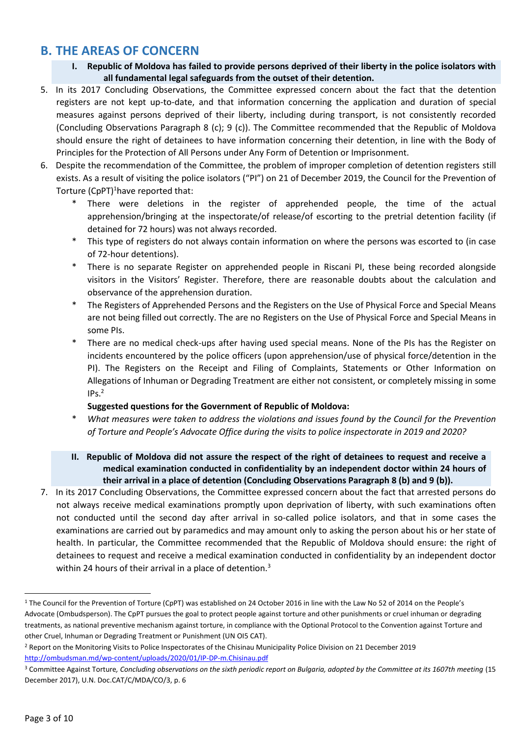## B. THE AREAS OF CONCERN

### I. Republic of Moldova has failed to provide persons deprived of their liberty in the police isolators with all fundamental legal safeguards from the outset of their detention.

5. In its 2017 Concluding Observations, the Committee expressed concern about the fact that the detention registers are not kept up-to-date, and that information concerning the application and duration of special measures against persons deprived of their liberty, including during transport, is not consistently recorded (Concluding Observations Paragraph 8 (c); 9 (c)). The Committee recommended that the Republic of Moldova should ensure the right of detainees to have information concerning their detention, in line with the Body of Principles for the Protection of All Persons under Any Form of Detention or Imprisonment.

6. Despite the recommendation of the Committee, the problem of improper completion of detention registers still exists. As a result of visiting the police isolators ("PI") on 21 of December 2019, the Council for the Prevention of Torture (CpPT)[1]have reported that:

   * There were deletions in the register of apprehended people, the time of the actual apprehension/bringing at the inspectorate/of release/of escorting to the pretrial detention facility (if detained for 72 hours) was not always recorded.
   * This type of registers do not always contain information on where the persons was escorted to (in case of 72-hour detentions).
   * There is no separate Register on apprehended people in Riscani PI, these being recorded alongside visitors in the Visitors' Register. Therefore, there are reasonable doubts about the calculation and observance of the apprehension duration.
   * The Registers of Apprehended Persons and the Registers on the Use of Physical Force and Special Means are not being filled out correctly. The are no Registers on the Use of Physical Force and Special Means in some PIs.
   * There are no medical check-ups after having used special means. None of the PIs has the Register on incidents encountered by the police officers (upon apprehension/use of physical force/detention in the PI). The Registers on the Receipt and Filing of Complaints, Statements or Other Information on Allegations of Inhuman or Degrading Treatment are either not consistent, or completely missing in some IPs.[2]

   **Suggested questions for the Government of Republic of Moldova:**

   * *What measures were taken to address the violations and issues found by the Council for the Prevention of Torture and People's Advocate Office during the visits to police inspectorate in 2019 and 2020?*

### II. Republic of Moldova did not assure the respect of the right of detainees to request and receive a medical examination conducted in confidentiality by an independent doctor within 24 hours of their arrival in a place of detention (Concluding Observations Paragraph 8 (b) and 9 (b)).

7. In its 2017 Concluding Observations, the Committee expressed concern about the fact that arrested persons do not always receive medical examinations promptly upon deprivation of liberty, with such examinations often not conducted until the second day after arrival in so-called police isolators, and that in some cases the examinations are carried out by paramedics and may amount only to asking the person about his or her state of health. In particular, the Committee recommended that the Republic of Moldova should ensure: the right of detainees to request and receive a medical examination conducted in confidentiality by an independent doctor within 24 hours of their arrival in a place of detention.[3]

---

[1] The Council for the Prevention of Torture (CpPT) was established on 24 October 2016 in line with the Law No 52 of 2014 on the People's Advocate (Ombudsperson). The CpPT pursues the goal to protect people against torture and other punishments or cruel inhuman or degrading treatments, as national preventive mechanism against torture, in compliance with the Optional Protocol to the Convention against Torture and other Cruel, Inhuman or Degrading Treatment or Punishment (UN OI5 CAT).

[2] Report on the Monitoring Visits to Police Inspectorates of the Chisinau Municipality Police Division on 21 December 2019 http://ombudsman.md/wp-content/uploads/2020/01/IP-DP-m.Chisinau.pdf

[3] Committee Against Torture, *Concluding observations on the sixth periodic report on Bulgaria, adopted by the Committee at its 1607th meeting* (15 December 2017), U.N. Doc.CAT/C/MDA/CO/3, p. 6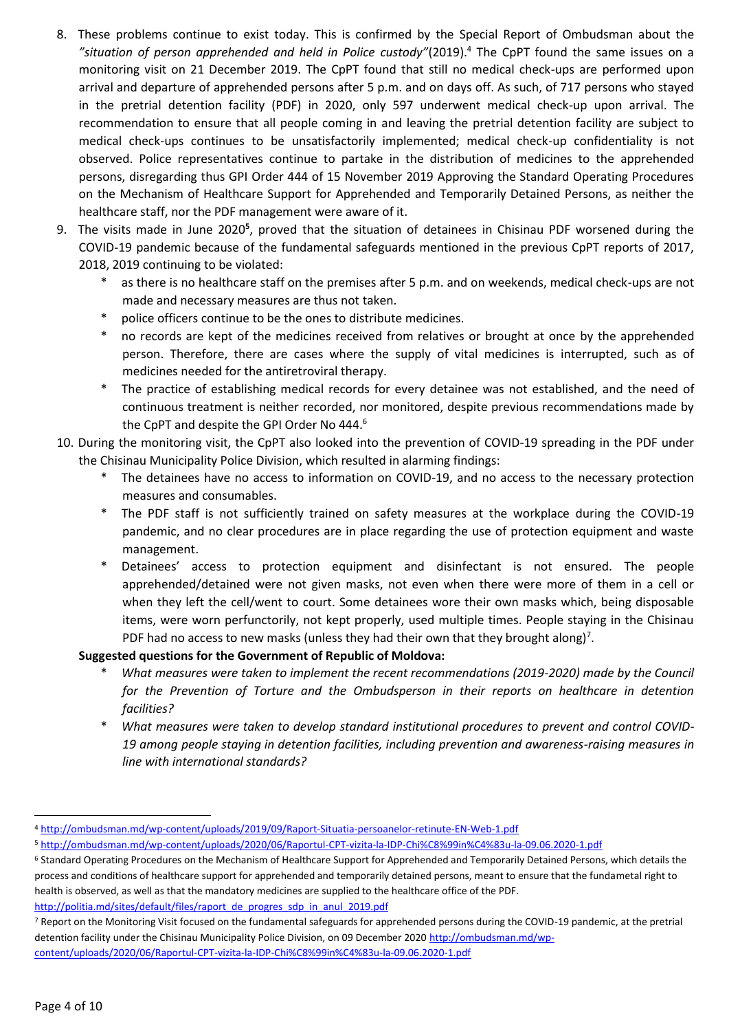8. These problems continue to exist today. This is confirmed by the Special Report of Ombudsman about the *"situation of person apprehended and held in Police custody"*(2019).[4] The CpPT found the same issues on a monitoring visit on 21 December 2019. The CpPT found that still no medical check-ups are performed upon arrival and departure of apprehended persons after 5 p.m. and on days off. As such, of 717 persons who stayed in the pretrial detention facility (PDF) in 2020, only 597 underwent medical check-up upon arrival. The recommendation to ensure that all people coming in and leaving the pretrial detention facility are subject to medical check-ups continues to be unsatisfactorily implemented; medical check-up confidentiality is not observed. Police representatives continue to partake in the distribution of medicines to the apprehended persons, disregarding thus GPI Order 444 of 15 November 2019 Approving the Standard Operating Procedures on the Mechanism of Healthcare Support for Apprehended and Temporarily Detained Persons, as neither the healthcare staff, nor the PDF management were aware of it.
9. The visits made in June 2020[5], proved that the situation of detainees in Chisinau PDF worsened during the COVID-19 pandemic because of the fundamental safeguards mentioned in the previous CpPT reports of 2017, 2018, 2019 continuing to be violated:
   * as there is no healthcare staff on the premises after 5 p.m. and on weekends, medical check-ups are not made and necessary measures are thus not taken.
   * police officers continue to be the ones to distribute medicines.
   * no records are kept of the medicines received from relatives or brought at once by the apprehended person. Therefore, there are cases where the supply of vital medicines is interrupted, such as of medicines needed for the antiretroviral therapy.
   * The practice of establishing medical records for every detainee was not established, and the need of continuous treatment is neither recorded, nor monitored, despite previous recommendations made by the CpPT and despite the GPI Order No 444.[6]
10. During the monitoring visit, the CpPT also looked into the prevention of COVID-19 spreading in the PDF under the Chisinau Municipality Police Division, which resulted in alarming findings:
    * The detainees have no access to information on COVID-19, and no access to the necessary protection measures and consumables.
    * The PDF staff is not sufficiently trained on safety measures at the workplace during the COVID-19 pandemic, and no clear procedures are in place regarding the use of protection equipment and waste management.
    * Detainees' access to protection equipment and disinfectant is not ensured. The people apprehended/detained were not given masks, not even when there were more of them in a cell or when they left the cell/went to court. Some detainees wore their own masks which, being disposable items, were worn perfunctorily, not kept properly, used multiple times. People staying in the Chisinau PDF had no access to new masks (unless they had their own that they brought along)[7].

**Suggested questions for the Government of Republic of Moldova:**

* *What measures were taken to implement the recent recommendations (2019-2020) made by the Council for the Prevention of Torture and the Ombudsperson in their reports on healthcare in detention facilities?*
* *What measures were taken to develop standard institutional procedures to prevent and control COVID-19 among people staying in detention facilities, including prevention and awareness-raising measures in line with international standards?*

---

[4] http://ombudsman.md/wp-content/uploads/2019/09/Raport-Situatia-persoanelor-retinute-EN-Web-1.pdf

[5] http://ombudsman.md/wp-content/uploads/2020/06/Raportul-CPT-vizita-la-IDP-Chi%C8%99in%C4%83u-la-09.06.2020-1.pdf

[6] Standard Operating Procedures on the Mechanism of Healthcare Support for Apprehended and Temporarily Detained Persons, which details the process and conditions of healthcare support for apprehended and temporarily detained persons, meant to ensure that the fundametal right to health is observed, as well as that the mandatory medicines are supplied to the healthcare office of the PDF. http://politia.md/sites/default/files/raport_de_progres_sdp_in_anul_2019.pdf

[7] Report on the Monitoring Visit focused on the fundamental safeguards for apprehended persons during the COVID-19 pandemic, at the pretrial detention facility under the Chisinau Municipality Police Division, on 09 December 2020 http://ombudsman.md/wp-content/uploads/2020/06/Raportul-CPT-vizita-la-IDP-Chi%C8%99in%C4%83u-la-09.06.2020-1.pdf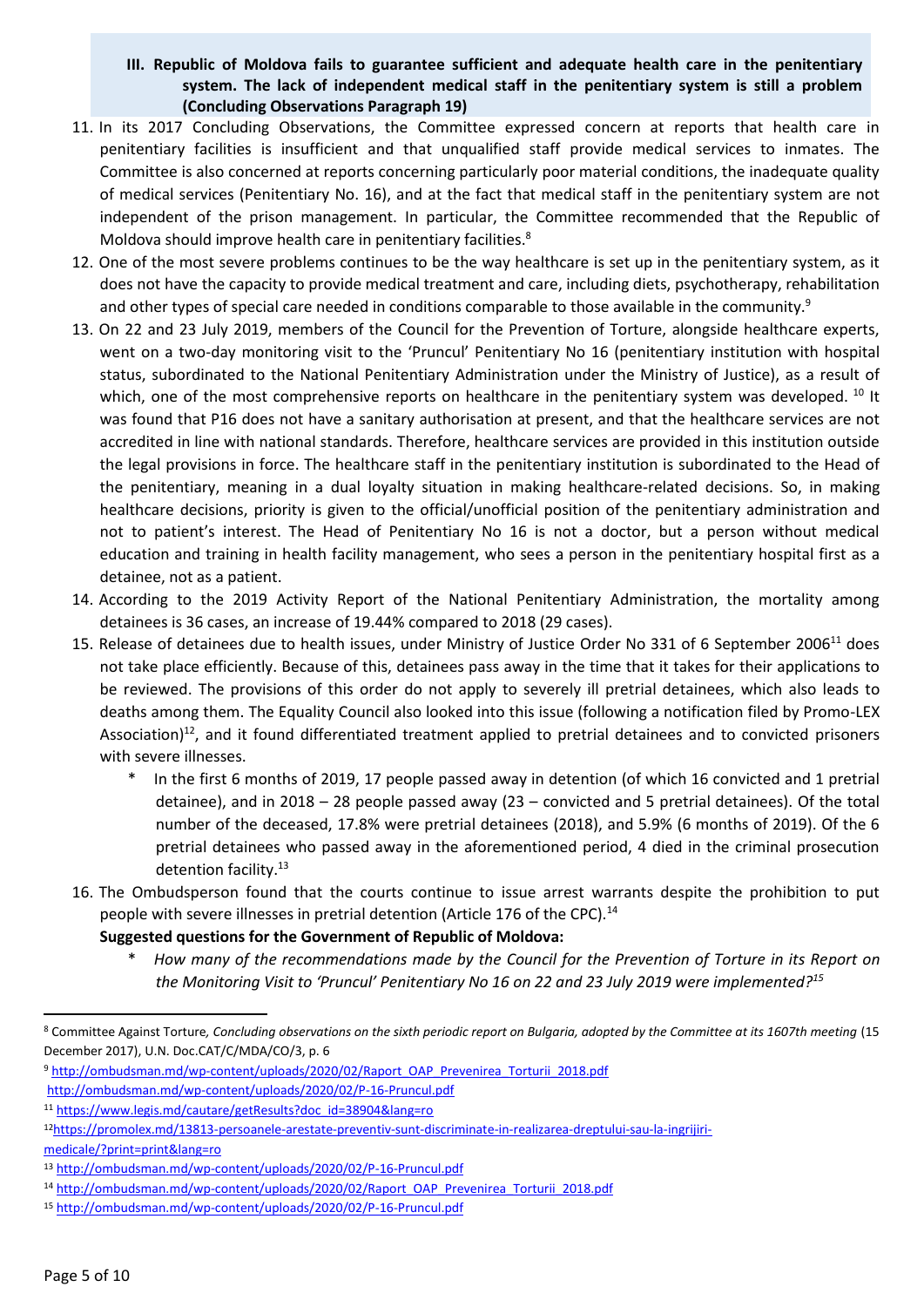### III. Republic of Moldova fails to guarantee sufficient and adequate health care in the penitentiary system. The lack of independent medical staff in the penitentiary system is still a problem (Concluding Observations Paragraph 19)

11. In its 2017 Concluding Observations, the Committee expressed concern at reports that health care in penitentiary facilities is insufficient and that unqualified staff provide medical services to inmates. The Committee is also concerned at reports concerning particularly poor material conditions, the inadequate quality of medical services (Penitentiary No. 16), and at the fact that medical staff in the penitentiary system are not independent of the prison management. In particular, the Committee recommended that the Republic of Moldova should improve health care in penitentiary facilities.[8]
12. One of the most severe problems continues to be the way healthcare is set up in the penitentiary system, as it does not have the capacity to provide medical treatment and care, including diets, psychotherapy, rehabilitation and other types of special care needed in conditions comparable to those available in the community.[9]
13. On 22 and 23 July 2019, members of the Council for the Prevention of Torture, alongside healthcare experts, went on a two-day monitoring visit to the 'Pruncul' Penitentiary No 16 (penitentiary institution with hospital status, subordinated to the National Penitentiary Administration under the Ministry of Justice), as a result of which, one of the most comprehensive reports on healthcare in the penitentiary system was developed. [10] It was found that P16 does not have a sanitary authorisation at present, and that the healthcare services are not accredited in line with national standards. Therefore, healthcare services are provided in this institution outside the legal provisions in force. The healthcare staff in the penitentiary institution is subordinated to the Head of the penitentiary, meaning in a dual loyalty situation in making healthcare-related decisions. So, in making healthcare decisions, priority is given to the official/unofficial position of the penitentiary administration and not to patient's interest. The Head of Penitentiary No 16 is not a doctor, but a person without medical education and training in health facility management, who sees a person in the penitentiary hospital first as a detainee, not as a patient.
14. According to the 2019 Activity Report of the National Penitentiary Administration, the mortality among detainees is 36 cases, an increase of 19.44% compared to 2018 (29 cases).
15. Release of detainees due to health issues, under Ministry of Justice Order No 331 of 6 September 2006[11] does not take place efficiently. Because of this, detainees pass away in the time that it takes for their applications to be reviewed. The provisions of this order do not apply to severely ill pretrial detainees, which also leads to deaths among them. The Equality Council also looked into this issue (following a notification filed by Promo-LEX Association)[12], and it found differentiated treatment applied to pretrial detainees and to convicted prisoners with severe illnesses.
    * In the first 6 months of 2019, 17 people passed away in detention (of which 16 convicted and 1 pretrial detainee), and in 2018 – 28 people passed away (23 – convicted and 5 pretrial detainees). Of the total number of the deceased, 17.8% were pretrial detainees (2018), and 5.9% (6 months of 2019). Of the 6 pretrial detainees who passed away in the aforementioned period, 4 died in the criminal prosecution detention facility.[13]
16. The Ombudsperson found that the courts continue to issue arrest warrants despite the prohibition to put people with severe illnesses in pretrial detention (Article 176 of the CPC).[14]

**Suggested questions for the Government of Republic of Moldova:**

* *How many of the recommendations made by the Council for the Prevention of Torture in its Report on the Monitoring Visit to 'Pruncul' Penitentiary No 16 on 22 and 23 July 2019 were implemented?*[15]

---

[8] Committee Against Torture, *Concluding observations on the sixth periodic report on Bulgaria, adopted by the Committee at its 1607th meeting* (15 December 2017), U.N. Doc.CAT/C/MDA/CO/3, p. 6

[9] http://ombudsman.md/wp-content/uploads/2020/02/Raport_OAP_Prevenirea_Torturii_2018.pdf

[10] http://ombudsman.md/wp-content/uploads/2020/02/P-16-Pruncul.pdf

[11] https://www.legis.md/cautare/getResults?doc_id=38904&lang=ro

[12] https://promolex.md/13813-persoanele-arestate-preventiv-sunt-discriminate-in-realizarea-dreptului-sau-la-ingrijiri-medicale/?print=print&lang=ro

[13] http://ombudsman.md/wp-content/uploads/2020/02/P-16-Pruncul.pdf

[14] http://ombudsman.md/wp-content/uploads/2020/02/Raport_OAP_Prevenirea_Torturii_2018.pdf

[15] http://ombudsman.md/wp-content/uploads/2020/02/P-16-Pruncul.pdf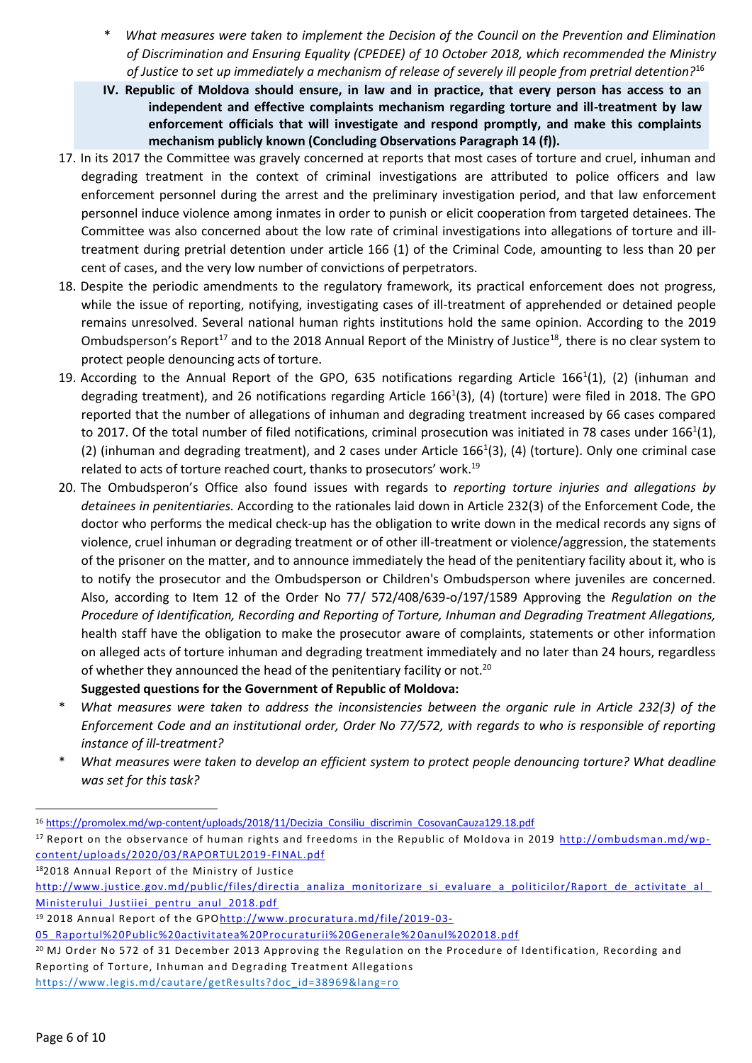- *What measures were taken to implement the Decision of the Council on the Prevention and Elimination of Discrimination and Ensuring Equality (CPEDEE) of 10 October 2018, which recommended the Ministry of Justice to set up immediately a mechanism of release of severely ill people from pretrial detention?*[16]

**IV. Republic of Moldova should ensure, in law and in practice, that every person has access to an independent and effective complaints mechanism regarding torture and ill-treatment by law enforcement officials that will investigate and respond promptly, and make this complaints mechanism publicly known (Concluding Observations Paragraph 14 (f)).**

17. In its 2017 the Committee was gravely concerned at reports that most cases of torture and cruel, inhuman and degrading treatment in the context of criminal investigations are attributed to police officers and law enforcement personnel during the arrest and the preliminary investigation period, and that law enforcement personnel induce violence among inmates in order to punish or elicit cooperation from targeted detainees. The Committee was also concerned about the low rate of criminal investigations into allegations of torture and ill-treatment during pretrial detention under article 166 (1) of the Criminal Code, amounting to less than 20 per cent of cases, and the very low number of convictions of perpetrators.

18. Despite the periodic amendments to the regulatory framework, its practical enforcement does not progress, while the issue of reporting, notifying, investigating cases of ill-treatment of apprehended or detained people remains unresolved. Several national human rights institutions hold the same opinion. According to the 2019 Ombudsperson's Report[17] and to the 2018 Annual Report of the Ministry of Justice[18], there is no clear system to protect people denouncing acts of torture.

19. According to the Annual Report of the GPO, 635 notifications regarding Article $166^1$(1), (2) (inhuman and degrading treatment), and 26 notifications regarding Article $166^1$(3), (4) (torture) were filed in 2018. The GPO reported that the number of allegations of inhuman and degrading treatment increased by 66 cases compared to 2017. Of the total number of filed notifications, criminal prosecution was initiated in 78 cases under $166^1$(1), (2) (inhuman and degrading treatment), and 2 cases under Article $166^1$(3), (4) (torture). Only one criminal case related to acts of torture reached court, thanks to prosecutors' work.[19]

20. The Ombudsperon's Office also found issues with regards to *reporting torture injuries and allegations by detainees in penitentiaries.* According to the rationales laid down in Article 232(3) of the Enforcement Code, the doctor who performs the medical check-up has the obligation to write down in the medical records any signs of violence, cruel inhuman or degrading treatment or of other ill-treatment or violence/aggression, the statements of the prisoner on the matter, and to announce immediately the head of the penitentiary facility about it, who is to notify the prosecutor and the Ombudsperson or Children's Ombudsperson where juveniles are concerned. Also, according to Item 12 of the Order No 77/ 572/408/639-o/197/1589 Approving the *Regulation on the Procedure of Identification, Recording and Reporting of Torture, Inhuman and Degrading Treatment Allegations,* health staff have the obligation to make the prosecutor aware of complaints, statements or other information on alleged acts of torture inhuman and degrading treatment immediately and no later than 24 hours, regardless of whether they announced the head of the penitentiary facility or not.[20]

**Suggested questions for the Government of Republic of Moldova:**

- *What measures were taken to address the inconsistencies between the organic rule in Article 232(3) of the Enforcement Code and an institutional order, Order No 77/572, with regards to who is responsible of reporting instance of ill-treatment?*
- *What measures were taken to develop an efficient system to protect people denouncing torture? What deadline was set for this task?*

---

[16] https://promolex.md/wp-content/uploads/2018/11/Decizia_Consiliu_discrimin_CosovanCauza129.18.pdf

[17] Report on the observance of human rights and freedoms in the Republic of Moldova in 2019 http://ombudsman.md/wp-content/uploads/2020/03/RAPORTUL2019-FINAL.pdf

[18] 2018 Annual Report of the Ministry of Justice http://www.justice.gov.md/public/files/directia_analiza_monitorizare_si_evaluare_a_politicilor/Raport_de_activitate_al_Ministerului_Justiiei_pentru_anul_2018.pdf

[19] 2018 Annual Report of the GPO http://www.procuratura.md/file/2019-03-05_Raportul%20Public%20activitatea%20Procuraturii%20Generale%20anul%202018.pdf

[20] MJ Order No 572 of 31 December 2013 Approving the Regulation on the Procedure of Identification, Recording and Reporting of Torture, Inhuman and Degrading Treatment Allegations https://www.legis.md/cautare/getResults?doc_id=38969&lang=ro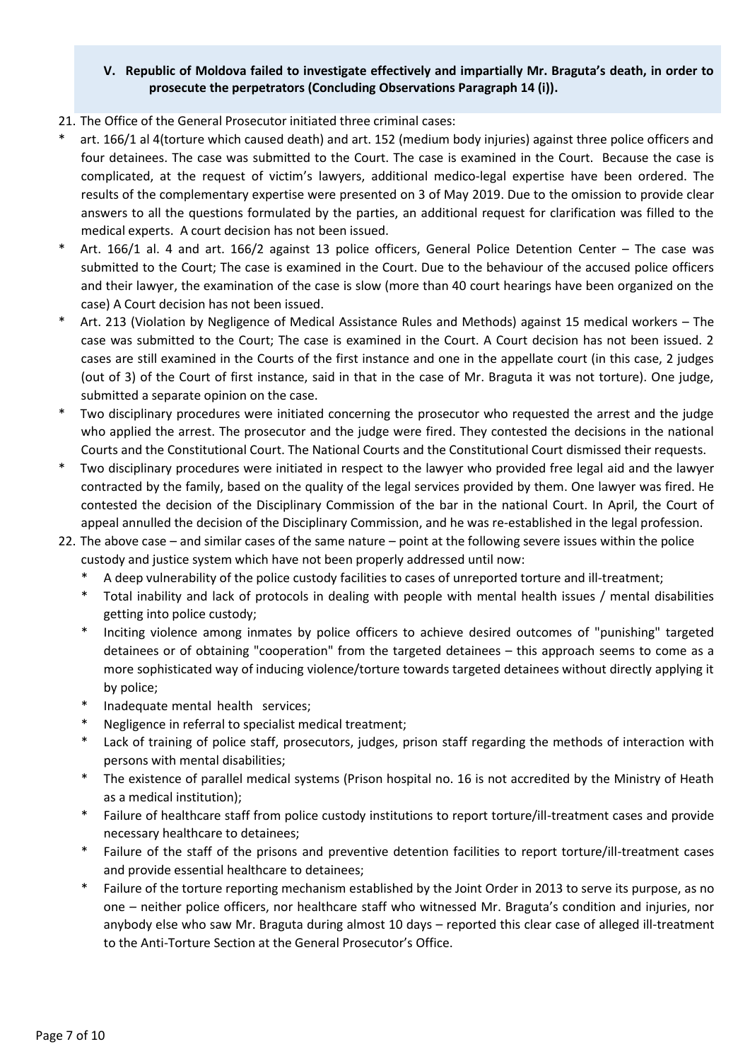## V. Republic of Moldova failed to investigate effectively and impartially Mr. Braguta's death, in order to prosecute the perpetrators (Concluding Observations Paragraph 14 (i)).

21. The Office of the General Prosecutor initiated three criminal cases:

* art. 166/1 al 4(torture which caused death) and art. 152 (medium body injuries) against three police officers and four detainees. The case was submitted to the Court. The case is examined in the Court. Because the case is complicated, at the request of victim's lawyers, additional medico-legal expertise have been ordered. The results of the complementary expertise were presented on 3 of May 2019. Due to the omission to provide clear answers to all the questions formulated by the parties, an additional request for clarification was filled to the medical experts. A court decision has not been issued.
* Art. 166/1 al. 4 and art. 166/2 against 13 police officers, General Police Detention Center – The case was submitted to the Court; The case is examined in the Court. Due to the behaviour of the accused police officers and their lawyer, the examination of the case is slow (more than 40 court hearings have been organized on the case) A Court decision has not been issued.
* Art. 213 (Violation by Negligence of Medical Assistance Rules and Methods) against 15 medical workers – The case was submitted to the Court; The case is examined in the Court. A Court decision has not been issued. 2 cases are still examined in the Courts of the first instance and one in the appellate court (in this case, 2 judges (out of 3) of the Court of first instance, said in that in the case of Mr. Braguta it was not torture). One judge, submitted a separate opinion on the case.
* Two disciplinary procedures were initiated concerning the prosecutor who requested the arrest and the judge who applied the arrest. The prosecutor and the judge were fired. They contested the decisions in the national Courts and the Constitutional Court. The National Courts and the Constitutional Court dismissed their requests.
* Two disciplinary procedures were initiated in respect to the lawyer who provided free legal aid and the lawyer contracted by the family, based on the quality of the legal services provided by them. One lawyer was fired. He contested the decision of the Disciplinary Commission of the bar in the national Court. In April, the Court of appeal annulled the decision of the Disciplinary Commission, and he was re-established in the legal profession.

22. The above case – and similar cases of the same nature – point at the following severe issues within the police custody and justice system which have not been properly addressed until now:

   * A deep vulnerability of the police custody facilities to cases of unreported torture and ill-treatment;
   * Total inability and lack of protocols in dealing with people with mental health issues / mental disabilities getting into police custody;
   * Inciting violence among inmates by police officers to achieve desired outcomes of "punishing" targeted detainees or of obtaining "cooperation" from the targeted detainees – this approach seems to come as a more sophisticated way of inducing violence/torture towards targeted detainees without directly applying it by police;
   * Inadequate mental health services;
   * Negligence in referral to specialist medical treatment;
   * Lack of training of police staff, prosecutors, judges, prison staff regarding the methods of interaction with persons with mental disabilities;
   * The existence of parallel medical systems (Prison hospital no. 16 is not accredited by the Ministry of Heath as a medical institution);
   * Failure of healthcare staff from police custody institutions to report torture/ill-treatment cases and provide necessary healthcare to detainees;
   * Failure of the staff of the prisons and preventive detention facilities to report torture/ill-treatment cases and provide essential healthcare to detainees;
   * Failure of the torture reporting mechanism established by the Joint Order in 2013 to serve its purpose, as no one – neither police officers, nor healthcare staff who witnessed Mr. Braguta's condition and injuries, nor anybody else who saw Mr. Braguta during almost 10 days – reported this clear case of alleged ill-treatment to the Anti-Torture Section at the General Prosecutor's Office.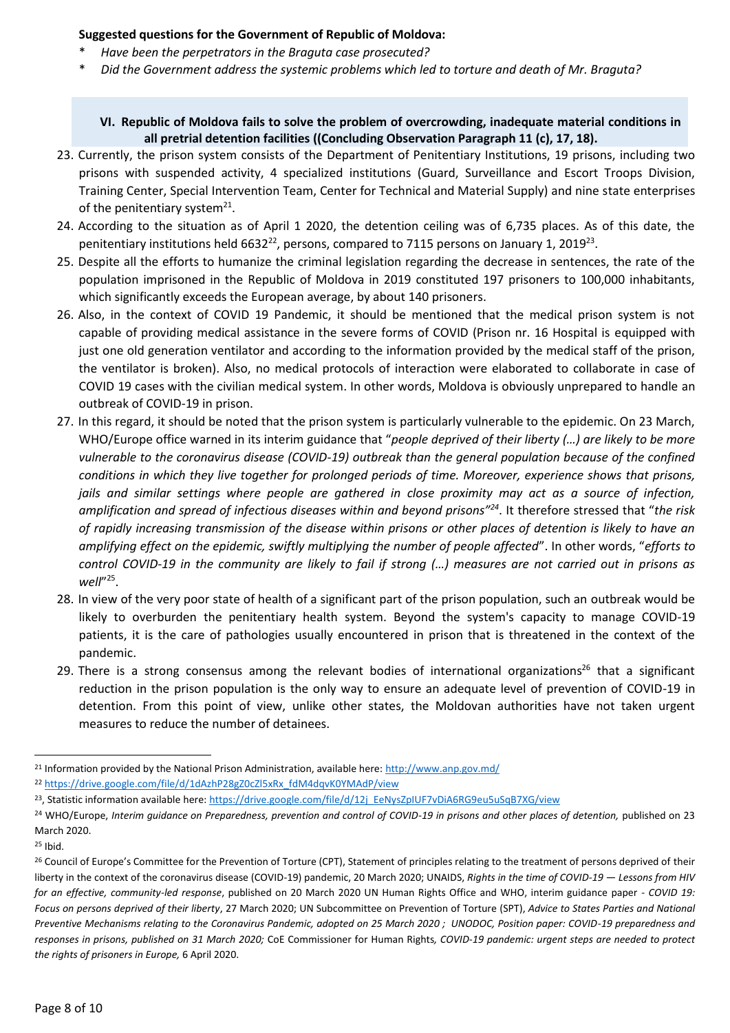**Suggested questions for the Government of Republic of Moldova:**

- *Have been the perpetrators in the Braguta case prosecuted?*
- *Did the Government address the systemic problems which led to torture and death of Mr. Braguta?*

## VI. Republic of Moldova fails to solve the problem of overcrowding, inadequate material conditions in all pretrial detention facilities ((Concluding Observation Paragraph 11 (c), 17, 18).

23. Currently, the prison system consists of the Department of Penitentiary Institutions, 19 prisons, including two prisons with suspended activity, 4 specialized institutions (Guard, Surveillance and Escort Troops Division, Training Center, Special Intervention Team, Center for Technical and Material Supply) and nine state enterprises of the penitentiary system[21].
24. According to the situation as of April 1 2020, the detention ceiling was of 6,735 places. As of this date, the penitentiary institutions held 6632[22], persons, compared to 7115 persons on January 1, 2019[23].
25. Despite all the efforts to humanize the criminal legislation regarding the decrease in sentences, the rate of the population imprisoned in the Republic of Moldova in 2019 constituted 197 prisoners to 100,000 inhabitants, which significantly exceeds the European average, by about 140 prisoners.
26. Also, in the context of COVID 19 Pandemic, it should be mentioned that the medical prison system is not capable of providing medical assistance in the severe forms of COVID (Prison nr. 16 Hospital is equipped with just one old generation ventilator and according to the information provided by the medical staff of the prison, the ventilator is broken). Also, no medical protocols of interaction were elaborated to collaborate in case of COVID 19 cases with the civilian medical system. In other words, Moldova is obviously unprepared to handle an outbreak of COVID-19 in prison.
27. In this regard, it should be noted that the prison system is particularly vulnerable to the epidemic. On 23 March, WHO/Europe office warned in its interim guidance that "*people deprived of their liberty (…) are likely to be more vulnerable to the coronavirus disease (COVID-19) outbreak than the general population because of the confined conditions in which they live together for prolonged periods of time. Moreover, experience shows that prisons, jails and similar settings where people are gathered in close proximity may act as a source of infection, amplification and spread of infectious diseases within and beyond prisons*"[24]. It therefore stressed that "*the risk of rapidly increasing transmission of the disease within prisons or other places of detention is likely to have an amplifying effect on the epidemic, swiftly multiplying the number of people affected*". In other words, "*efforts to control COVID-19 in the community are likely to fail if strong (…) measures are not carried out in prisons as well*"[25].
28. In view of the very poor state of health of a significant part of the prison population, such an outbreak would be likely to overburden the penitentiary health system. Beyond the system's capacity to manage COVID-19 patients, it is the care of pathologies usually encountered in prison that is threatened in the context of the pandemic.
29. There is a strong consensus among the relevant bodies of international organizations[26] that a significant reduction in the prison population is the only way to ensure an adequate level of prevention of COVID-19 in detention. From this point of view, unlike other states, the Moldovan authorities have not taken urgent measures to reduce the number of detainees.

---

[21] Information provided by the National Prison Administration, available here: http://www.anp.gov.md/

[22] https://drive.google.com/file/d/1dAzhP28gZ0cZl5xRx_fdM4dqvK0YMAdP/view

[23], Statistic information available here: https://drive.google.com/file/d/12j_EeNysZpIUF7vDiA6RG9eu5uSqB7XG/view

[24] WHO/Europe, *Interim guidance on Preparedness, prevention and control of COVID-19 in prisons and other places of detention,* published on 23 March 2020.

[25] Ibid.

[26] Council of Europe's Committee for the Prevention of Torture (CPT), Statement of principles relating to the treatment of persons deprived of their liberty in the context of the coronavirus disease (COVID-19) pandemic, 20 March 2020; UNAIDS, *Rights in the time of COVID-19 — Lessons from HIV for an effective, community-led response*, published on 20 March 2020 UN Human Rights Office and WHO, interim guidance paper - *COVID 19: Focus on persons deprived of their liberty*, 27 March 2020; UN Subcommittee on Prevention of Torture (SPT), *Advice to States Parties and National Preventive Mechanisms relating to the Coronavirus Pandemic, adopted on 25 March 2020 ; UNODOC, Position paper: COVID-19 preparedness and responses in prisons, published on 31 March 2020;* CoE Commissioner for Human Rights*, COVID-19 pandemic: urgent steps are needed to protect the rights of prisoners in Europe,* 6 April 2020.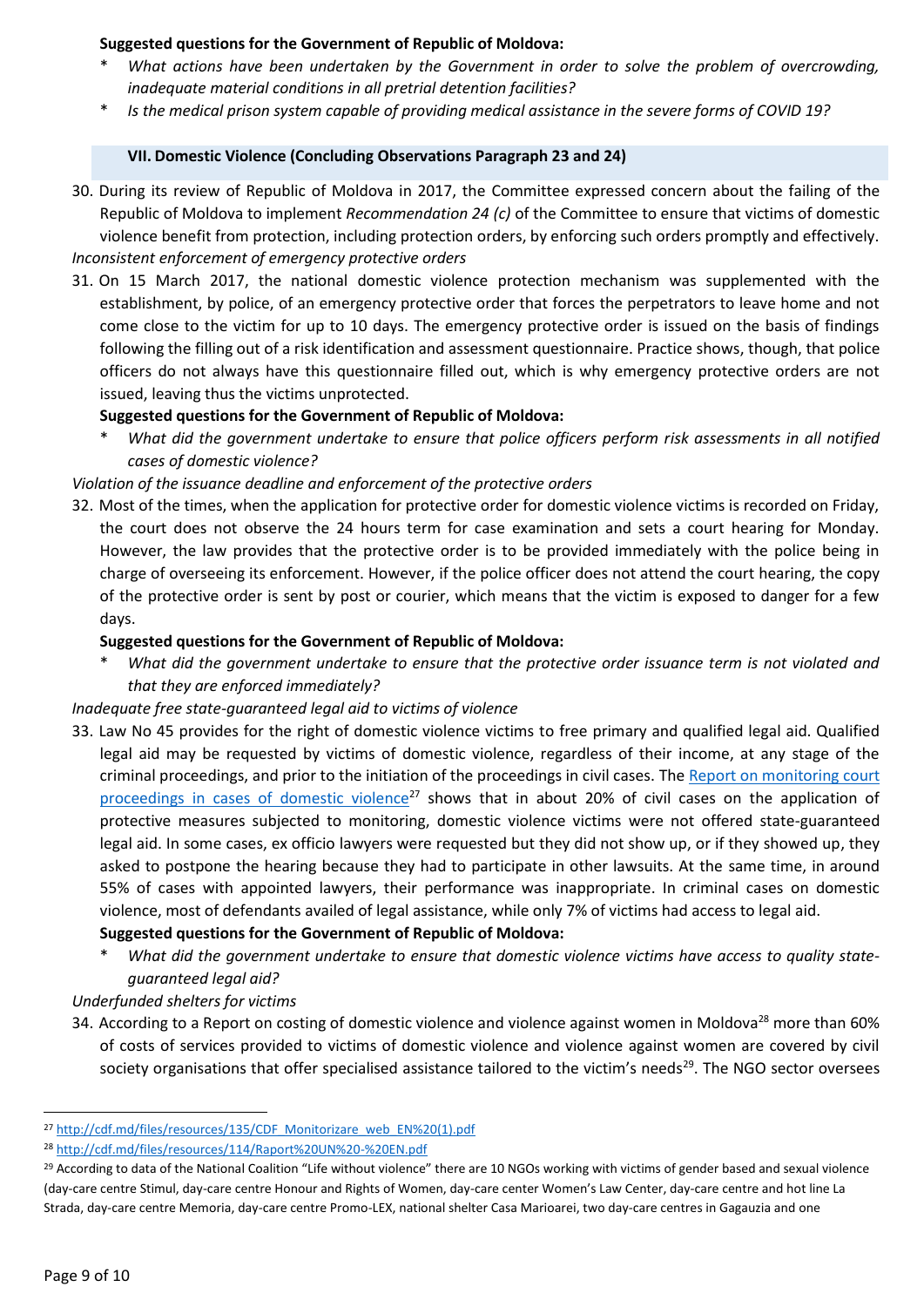**Suggested questions for the Government of Republic of Moldova:**

* *What actions have been undertaken by the Government in order to solve the problem of overcrowding, inadequate material conditions in all pretrial detention facilities?*
* *Is the medical prison system capable of providing medical assistance in the severe forms of COVID 19?*

## VII. Domestic Violence (Concluding Observations Paragraph 23 and 24)

30. During its review of Republic of Moldova in 2017, the Committee expressed concern about the failing of the Republic of Moldova to implement *Recommendation 24 (c)* of the Committee to ensure that victims of domestic violence benefit from protection, including protection orders, by enforcing such orders promptly and effectively.

*Inconsistent enforcement of emergency protective orders*

31. On 15 March 2017, the national domestic violence protection mechanism was supplemented with the establishment, by police, of an emergency protective order that forces the perpetrators to leave home and not come close to the victim for up to 10 days. The emergency protective order is issued on the basis of findings following the filling out of a risk identification and assessment questionnaire. Practice shows, though, that police officers do not always have this questionnaire filled out, which is why emergency protective orders are not issued, leaving thus the victims unprotected.

**Suggested questions for the Government of Republic of Moldova:**

* *What did the government undertake to ensure that police officers perform risk assessments in all notified cases of domestic violence?*

*Violation of the issuance deadline and enforcement of the protective orders*

32. Most of the times, when the application for protective order for domestic violence victims is recorded on Friday, the court does not observe the 24 hours term for case examination and sets a court hearing for Monday. However, the law provides that the protective order is to be provided immediately with the police being in charge of overseeing its enforcement. However, if the police officer does not attend the court hearing, the copy of the protective order is sent by post or courier, which means that the victim is exposed to danger for a few days.

**Suggested questions for the Government of Republic of Moldova:**

* *What did the government undertake to ensure that the protective order issuance term is not violated and that they are enforced immediately?*

*Inadequate free state-guaranteed legal aid to victims of violence*

33. Law No 45 provides for the right of domestic violence victims to free primary and qualified legal aid. Qualified legal aid may be requested by victims of domestic violence, regardless of their income, at any stage of the criminal proceedings, and prior to the initiation of the proceedings in civil cases. The [Report on monitoring court proceedings in cases of domestic violence](http://cdf.md/files/resources/135/CDF_Monitorizare_web_EN%20(1).pdf)[27] shows that in about 20% of civil cases on the application of protective measures subjected to monitoring, domestic violence victims were not offered state-guaranteed legal aid. In some cases, ex officio lawyers were requested but they did not show up, or if they showed up, they asked to postpone the hearing because they had to participate in other lawsuits. At the same time, in around 55% of cases with appointed lawyers, their performance was inappropriate. In criminal cases on domestic violence, most of defendants availed of legal assistance, while only 7% of victims had access to legal aid.

**Suggested questions for the Government of Republic of Moldova:**

* *What did the government undertake to ensure that domestic violence victims have access to quality state-guaranteed legal aid?*

*Underfunded shelters for victims*

34. According to a Report on costing of domestic violence and violence against women in Moldova[28] more than 60% of costs of services provided to victims of domestic violence and violence against women are covered by civil society organisations that offer specialised assistance tailored to the victim's needs[29]. The NGO sector oversees

---

[27] http://cdf.md/files/resources/135/CDF_Monitorizare_web_EN%20(1).pdf

[28] http://cdf.md/files/resources/114/Raport%20UN%20-%20EN.pdf

[29] According to data of the National Coalition "Life without violence" there are 10 NGOs working with victims of gender based and sexual violence (day-care centre Stimul, day-care centre Honour and Rights of Women, day-care center Women's Law Center, day-care centre and hot line La Strada, day-care centre Memoria, day-care centre Promo-LEX, national shelter Casa Marioarei, two day-care centres in Gagauzia and one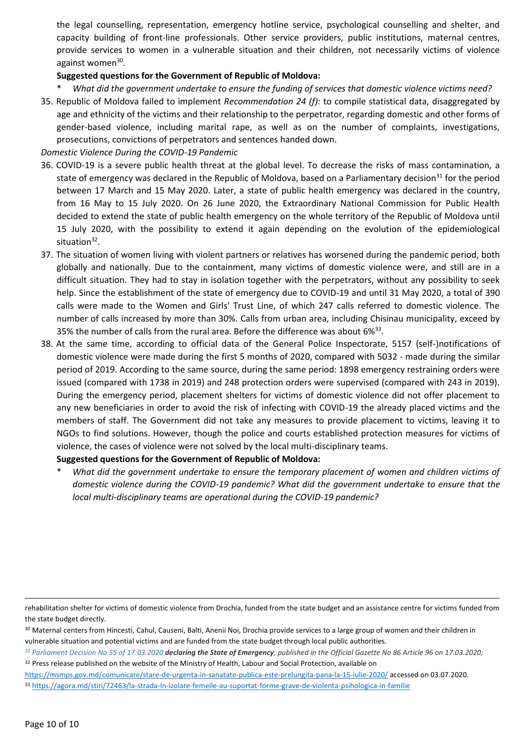the legal counselling, representation, emergency hotline service, psychological counselling and shelter, and capacity building of front-line professionals. Other service providers, public institutions, maternal centres, provide services to women in a vulnerable situation and their children, not necessarily victims of violence against women[30].

**Suggested questions for the Government of Republic of Moldova:**

* *What did the government undertake to ensure the funding of services that domestic violence victims need?*

35. Republic of Moldova failed to implement *Recommendation 24 (f):* to compile statistical data, disaggregated by age and ethnicity of the victims and their relationship to the perpetrator, regarding domestic and other forms of gender-based violence, including marital rape, as well as on the number of complaints, investigations, prosecutions, convictions of perpetrators and sentences handed down.

*Domestic Violence During the COVID-19 Pandemic*

36. COVID-19 is a severe public health threat at the global level. To decrease the risks of mass contamination, a state of emergency was declared in the Republic of Moldova, based on a Parliamentary decision[31] for the period between 17 March and 15 May 2020. Later, a state of public health emergency was declared in the country, from 16 May to 15 July 2020. On 26 June 2020, the Extraordinary National Commission for Public Health decided to extend the state of public health emergency on the whole territory of the Republic of Moldova until 15 July 2020, with the possibility to extend it again depending on the evolution of the epidemiological situation[32].

37. The situation of women living with violent partners or relatives has worsened during the pandemic period, both globally and nationally. Due to the containment, many victims of domestic violence were, and still are in a difficult situation. They had to stay in isolation together with the perpetrators, without any possibility to seek help. Since the establishment of the state of emergency due to COVID-19 and until 31 May 2020, a total of 390 calls were made to the Women and Girls' Trust Line, of which 247 calls referred to domestic violence. The number of calls increased by more than 30%. Calls from urban area, including Chisinau municipality, exceed by 35% the number of calls from the rural area. Before the difference was about 6%[33].

38. At the same time, according to official data of the General Police Inspectorate, 5157 (self-)notifications of domestic violence were made during the first 5 months of 2020, compared with 5032 - made during the similar period of 2019. According to the same source, during the same period: 1898 emergency restraining orders were issued (compared with 1738 in 2019) and 248 protection orders were supervised (compared with 243 in 2019). During the emergency period, placement shelters for victims of domestic violence did not offer placement to any new beneficiaries in order to avoid the risk of infecting with COVID-19 the already placed victims and the members of staff. The Government did not take any measures to provide placement to victims, leaving it to NGOs to find solutions. However, though the police and courts established protection measures for victims of violence, the cases of violence were not solved by the local multi-disciplinary teams.

**Suggested questions for the Government of Republic of Moldova:**

* *What did the government undertake to ensure the temporary placement of women and children victims of domestic violence during the COVID-19 pandemic? What did the government undertake to ensure that the local multi-disciplinary teams are operational during the COVID-19 pandemic?*

---

rehabilitation shelter for victims of domestic violence from Drochia, funded from the state budget and an assistance centre for victims funded from the state budget directly.

[30] Maternal centers from Hincesti, Cahul, Causeni, Balti, Anenii Noi, Drochia provide services to a large group of women and their children in vulnerable situation and potential victims and are funded from the state budget through local public authorities.

[31] *Parliament Decision No 55 of 17.03.2020* ***declaring the State of Emergency****, published in the Official Gazette No 86 Article 96 on 17.03.2020;*

[32] Press release published on the website of the Ministry of Health, Labour and Social Protection, available on https://msmps.gov.md/comunicare/stare-de-urgenta-in-sanatate-publica-este-prelungita-pana-la-15-iulie-2020/ accessed on 03.07.2020.

[33] https://agora.md/stiri/72463/la-strada-In-izolare-femeile-au-suportat-forme-grave-de-violenta-psihologica-in-familie